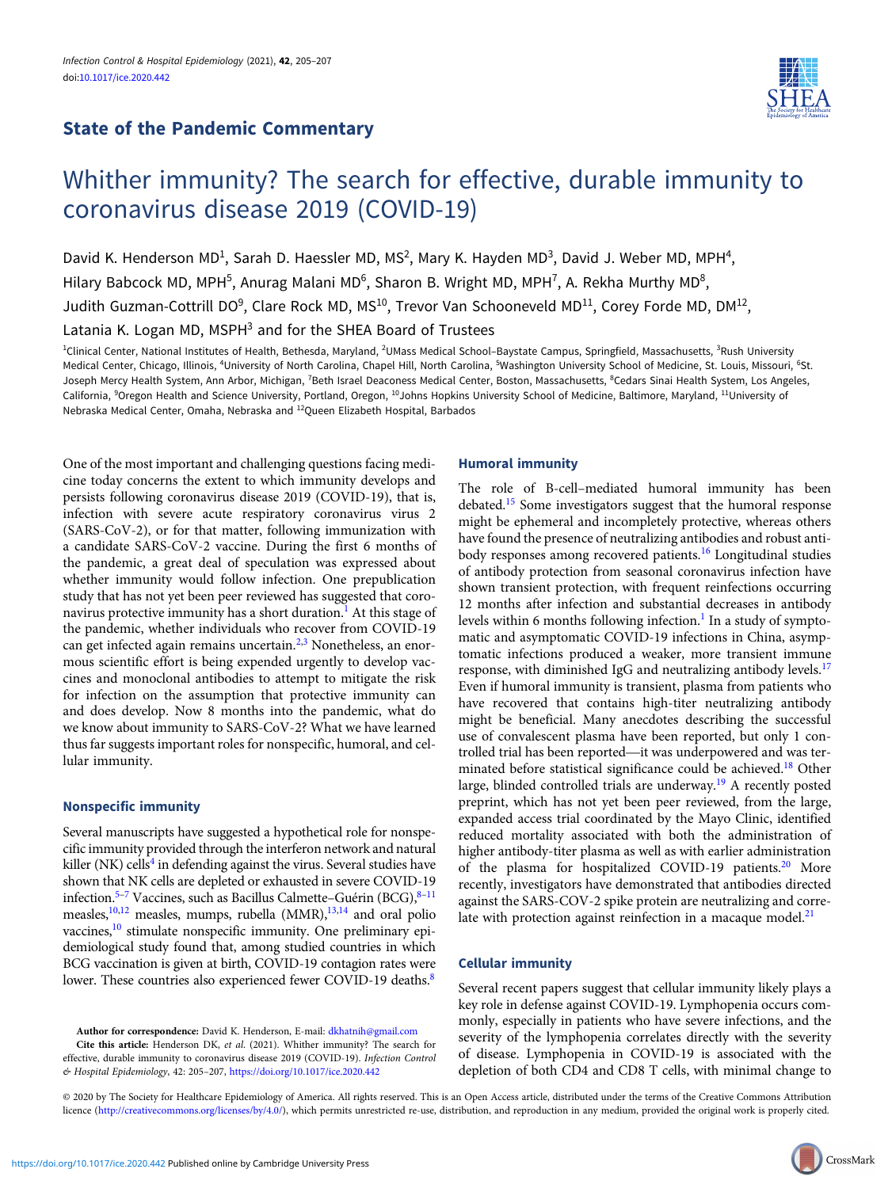## State of the Pandemic Commentary

# Whither immunity? The search for effective, durable immunity to coronavirus disease 2019 (COVID-19)

David K. Henderson MD[1], Sarah D. Haessler MD, MS[2], Mary K. Hayden MD[3], David J. Weber MD, MPH[4], Hilary Babcock MD, MPH[5], Anurag Malani MD[6], Sharon B. Wright MD, MPH[7], A. Rekha Murthy MD[8], Judith Guzman-Cottrill DO[9], Clare Rock MD, MS[10], Trevor Van Schooneveld MD[11], Corey Forde MD, DM[12], Latania K. Logan MD, MSPH[3] and for the SHEA Board of Trustees

[1]Clinical Center, National Institutes of Health, Bethesda, Maryland, [2]UMass Medical School–Baystate Campus, Springfield, Massachusetts, [3]Rush University Medical Center, Chicago, Illinois, [4]University of North Carolina, Chapel Hill, North Carolina, [5]Washington University School of Medicine, St. Louis, Missouri, [6]St. Joseph Mercy Health System, Ann Arbor, Michigan, [7]Beth Israel Deaconess Medical Center, Boston, Massachusetts, [8]Cedars Sinai Health System, Los Angeles, California, [9]Oregon Health and Science University, Portland, Oregon, [10]Johns Hopkins University School of Medicine, Baltimore, Maryland, [11]University of Nebraska Medical Center, Omaha, Nebraska and [12]Queen Elizabeth Hospital, Barbados

One of the most important and challenging questions facing medicine today concerns the extent to which immunity develops and persists following coronavirus disease 2019 (COVID-19), that is, infection with severe acute respiratory coronavirus virus 2 (SARS-CoV-2), or for that matter, following immunization with a candidate SARS-CoV-2 vaccine. During the first 6 months of the pandemic, a great deal of speculation was expressed about whether immunity would follow infection. One prepublication study that has not yet been peer reviewed has suggested that coronavirus protective immunity has a short duration.[1] At this stage of the pandemic, whether individuals who recover from COVID-19 can get infected again remains uncertain.[2,3] Nonetheless, an enormous scientific effort is being expended urgently to develop vaccines and monoclonal antibodies to attempt to mitigate the risk for infection on the assumption that protective immunity can and does develop. Now 8 months into the pandemic, what do we know about immunity to SARS-CoV-2? What we have learned thus far suggests important roles for nonspecific, humoral, and cellular immunity.

### Nonspecific immunity

Several manuscripts have suggested a hypothetical role for nonspecific immunity provided through the interferon network and natural killer (NK) cells[4] in defending against the virus. Several studies have shown that NK cells are depleted or exhausted in severe COVID-19 infection.[5–7] Vaccines, such as Bacillus Calmette–Guérin (BCG),[8–11] measles,[10,12] measles, mumps, rubella (MMR),[13,14] and oral polio vaccines,[10] stimulate nonspecific immunity. One preliminary epidemiological study found that, among studied countries in which BCG vaccination is given at birth, COVID-19 contagion rates were lower. These countries also experienced fewer COVID-19 deaths.[8]

**Author for correspondence:** David K. Henderson, E-mail: dkhatnih@gmail.com

**Cite this article:** Henderson DK, *et al.* (2021). Whither immunity? The search for effective, durable immunity to coronavirus disease 2019 (COVID-19). *Infection Control & Hospital Epidemiology*, 42: 205–207, https://doi.org/10.1017/ice.2020.442

### Humoral immunity

The role of B-cell–mediated humoral immunity has been debated.[15] Some investigators suggest that the humoral response might be ephemeral and incompletely protective, whereas others have found the presence of neutralizing antibodies and robust antibody responses among recovered patients.[16] Longitudinal studies of antibody protection from seasonal coronavirus infection have shown transient protection, with frequent reinfections occurring 12 months after infection and substantial decreases in antibody levels within 6 months following infection.[1] In a study of symptomatic and asymptomatic COVID-19 infections in China, asymptomatic infections produced a weaker, more transient immune response, with diminished IgG and neutralizing antibody levels.[17] Even if humoral immunity is transient, plasma from patients who have recovered that contains high-titer neutralizing antibody might be beneficial. Many anecdotes describing the successful use of convalescent plasma have been reported, but only 1 controlled trial has been reported—it was underpowered and was terminated before statistical significance could be achieved.[18] Other large, blinded controlled trials are underway.[19] A recently posted preprint, which has not yet been peer reviewed, from the large, expanded access trial coordinated by the Mayo Clinic, identified reduced mortality associated with both the administration of higher antibody-titer plasma as well as with earlier administration of the plasma for hospitalized COVID-19 patients.[20] More recently, investigators have demonstrated that antibodies directed against the SARS-COV-2 spike protein are neutralizing and correlate with protection against reinfection in a macaque model.[21]

### Cellular immunity

Several recent papers suggest that cellular immunity likely plays a key role in defense against COVID-19. Lymphopenia occurs commonly, especially in patients who have severe infections, and the severity of the lymphopenia correlates directly with the severity of disease. Lymphopenia in COVID-19 is associated with the depletion of both CD4 and CD8 T cells, with minimal change to

© 2020 by The Society for Healthcare Epidemiology of America. All rights reserved. This is an Open Access article, distributed under the terms of the Creative Commons Attribution licence (http://creativecommons.org/licenses/by/4.0/), which permits unrestricted re-use, distribution, and reproduction in any medium, provided the original work is properly cited.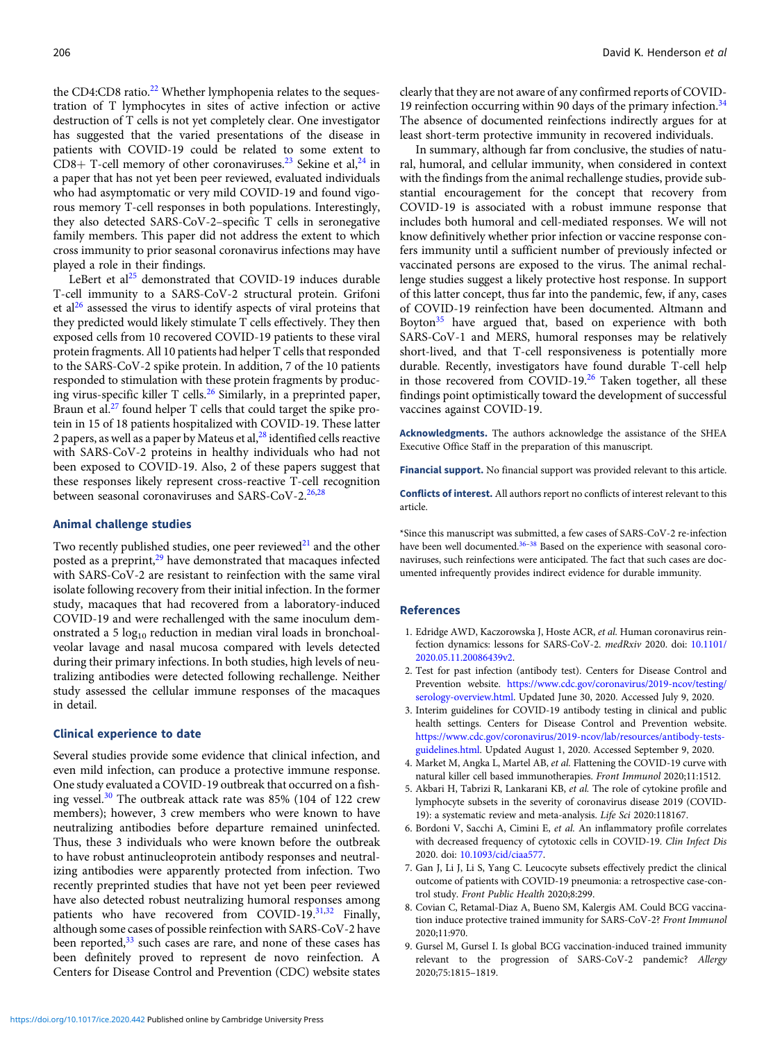the CD4:CD8 ratio.[22] Whether lymphopenia relates to the sequestration of T lymphocytes in sites of active infection or active destruction of T cells is not yet completely clear. One investigator has suggested that the varied presentations of the disease in patients with COVID-19 could be related to some extent to CD8+ T-cell memory of other coronaviruses.[23] Sekine et al,[24] in a paper that has not yet been peer reviewed, evaluated individuals who had asymptomatic or very mild COVID-19 and found vigorous memory T-cell responses in both populations. Interestingly, they also detected SARS-CoV-2–specific T cells in seronegative family members. This paper did not address the extent to which cross immunity to prior seasonal coronavirus infections may have played a role in their findings.

LeBert et al[25] demonstrated that COVID-19 induces durable T-cell immunity to a SARS-CoV-2 structural protein. Grifoni et al[26] assessed the virus to identify aspects of viral proteins that they predicted would likely stimulate T cells effectively. They then exposed cells from 10 recovered COVID-19 patients to these viral protein fragments. All 10 patients had helper T cells that responded to the SARS-CoV-2 spike protein. In addition, 7 of the 10 patients responded to stimulation with these protein fragments by producing virus-specific killer T cells.[26] Similarly, in a preprinted paper, Braun et al.[27] found helper T cells that could target the spike protein in 15 of 18 patients hospitalized with COVID-19. These latter 2 papers, as well as a paper by Mateus et al,[28] identified cells reactive with SARS-CoV-2 proteins in healthy individuals who had not been exposed to COVID-19. Also, 2 of these papers suggest that these responses likely represent cross-reactive T-cell recognition between seasonal coronaviruses and SARS-CoV-2.[26,28]

### Animal challenge studies

Two recently published studies, one peer reviewed[21] and the other posted as a preprint,[29] have demonstrated that macaques infected with SARS-CoV-2 are resistant to reinfection with the same viral isolate following recovery from their initial infection. In the former study, macaques that had recovered from a laboratory-induced COVID-19 and were rechallenged with the same inoculum demonstrated a 5 $\log_{10}$ reduction in median viral loads in bronchoalveolar lavage and nasal mucosa compared with levels detected during their primary infections. In both studies, high levels of neutralizing antibodies were detected following rechallenge. Neither study assessed the cellular immune responses of the macaques in detail.

### Clinical experience to date

Several studies provide some evidence that clinical infection, and even mild infection, can produce a protective immune response. One study evaluated a COVID-19 outbreak that occurred on a fishing vessel.[30] The outbreak attack rate was 85% (104 of 122 crew members); however, 3 crew members who were known to have neutralizing antibodies before departure remained uninfected. Thus, these 3 individuals who were known before the outbreak to have robust antinucleoprotein antibody responses and neutralizing antibodies were apparently protected from infection. Two recently preprinted studies that have not yet been peer reviewed have also detected robust neutralizing humoral responses among patients who have recovered from COVID-19.[31,32] Finally, although some cases of possible reinfection with SARS-CoV-2 have been reported,[33] such cases are rare, and none of these cases has been definitely proved to represent de novo reinfection. A Centers for Disease Control and Prevention (CDC) website states clearly that they are not aware of any confirmed reports of COVID-19 reinfection occurring within 90 days of the primary infection.[34] The absence of documented reinfections indirectly argues for at least short-term protective immunity in recovered individuals.

In summary, although far from conclusive, the studies of natural, humoral, and cellular immunity, when considered in context with the findings from the animal rechallenge studies, provide substantial encouragement for the concept that recovery from COVID-19 is associated with a robust immune response that includes both humoral and cell-mediated responses. We will not know definitively whether prior infection or vaccine response confers immunity until a sufficient number of previously infected or vaccinated persons are exposed to the virus. The animal rechallenge studies suggest a likely protective host response. In support of this latter concept, thus far into the pandemic, few, if any, cases of COVID-19 reinfection have been documented. Altmann and Boyton[35] have argued that, based on experience with both SARS-CoV-1 and MERS, humoral responses may be relatively short-lived, and that T-cell responsiveness is potentially more durable. Recently, investigators have found durable T-cell help in those recovered from COVID-19.[26] Taken together, all these findings point optimistically toward the development of successful vaccines against COVID-19.

**Acknowledgments.** The authors acknowledge the assistance of the SHEA Executive Office Staff in the preparation of this manuscript.

**Financial support.** No financial support was provided relevant to this article.

**Conflicts of interest.** All authors report no conflicts of interest relevant to this article.

*Since this manuscript was submitted, a few cases of SARS-CoV-2 re-infection have been well documented.[36–38] Based on the experience with seasonal coronaviruses, such reinfections were anticipated. The fact that such cases are documented infrequently provides indirect evidence for durable immunity.

### References

1. Edridge AWD, Kaczorowska J, Hoste ACR, *et al.* Human coronavirus reinfection dynamics: lessons for SARS-CoV-2. *medRxiv* 2020. doi: 10.1101/2020.05.11.20086439v2.
2. Test for past infection (antibody test). Centers for Disease Control and Prevention website. https://www.cdc.gov/coronavirus/2019-ncov/testing/serology-overview.html. Updated June 30, 2020. Accessed July 9, 2020.
3. Interim guidelines for COVID-19 antibody testing in clinical and public health settings. Centers for Disease Control and Prevention website. https://www.cdc.gov/coronavirus/2019-ncov/lab/resources/antibody-tests-guidelines.html. Updated August 1, 2020. Accessed September 9, 2020.
4. Market M, Angka L, Martel AB, *et al.* Flattening the COVID-19 curve with natural killer cell based immunotherapies. *Front Immunol* 2020;11:1512.
5. Akbari H, Tabrizi R, Lankarani KB, *et al.* The role of cytokine profile and lymphocyte subsets in the severity of coronavirus disease 2019 (COVID-19): a systematic review and meta-analysis. *Life Sci* 2020:118167.
6. Bordoni V, Sacchi A, Cimini E, *et al.* An inflammatory profile correlates with decreased frequency of cytotoxic cells in COVID-19. *Clin Infect Dis* 2020. doi: 10.1093/cid/ciaa577.
7. Gan J, Li J, Li S, Yang C. Leucocyte subsets effectively predict the clinical outcome of patients with COVID-19 pneumonia: a retrospective case-control study. *Front Public Health* 2020;8:299.
8. Covian C, Retamal-Diaz A, Bueno SM, Kalergis AM. Could BCG vaccination induce protective trained immunity for SARS-CoV-2? *Front Immunol* 2020;11:970.
9. Gursel M, Gursel I. Is global BCG vaccination-induced trained immunity relevant to the progression of SARS-CoV-2 pandemic? *Allergy* 2020;75:1815–1819.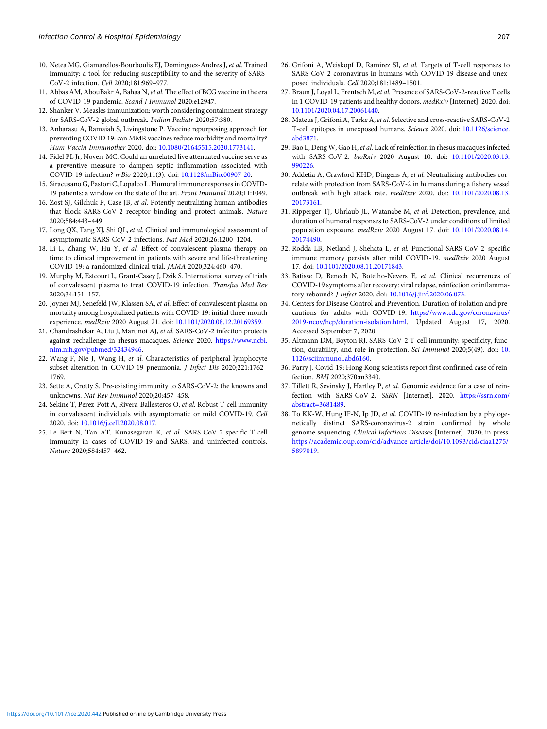10. Netea MG, Giamarellos-Bourboulis EJ, Dominguez-Andres J, *et al.* Trained immunity: a tool for reducing susceptibility to and the severity of SARS-CoV-2 infection. *Cell* 2020;181:969–977.
11. Abbas AM, AbouBakr A, Bahaa N, *et al.* The effect of BCG vaccine in the era of COVID-19 pandemic. *Scand J Immunol* 2020:e12947.
12. Shanker V. Measles immunization: worth considering containment strategy for SARS-CoV-2 global outbreak. *Indian Pediatr* 2020;57:380.
13. Anbarasu A, Ramaiah S, Livingstone P. Vaccine repurposing approach for preventing COVID 19: can MMR vaccines reduce morbidity and mortality? *Hum Vaccin Immunother* 2020. doi: 10.1080/21645515.2020.1773141.
14. Fidel PL Jr, Noverr MC. Could an unrelated live attenuated vaccine serve as a preventive measure to dampen septic inflammation associated with COVID-19 infection? *mBio* 2020;11(3). doi: 10.1128/mBio.00907-20.
15. Siracusano G, Pastori C, Lopalco L. Humoral immune responses in COVID-19 patients: a window on the state of the art. *Front Immunol* 2020;11:1049.
16. Zost SJ, Gilchuk P, Case JB, *et al.* Potently neutralizing human antibodies that block SARS-CoV-2 receptor binding and protect animals. *Nature* 2020;584:443–449.
17. Long QX, Tang XJ, Shi QL, *et al.* Clinical and immunological assessment of asymptomatic SARS-CoV-2 infections. *Nat Med* 2020;26:1200–1204.
18. Li L, Zhang W, Hu Y, *et al.* Effect of convalescent plasma therapy on time to clinical improvement in patients with severe and life-threatening COVID-19: a randomized clinical trial. *JAMA* 2020;324:460–470.
19. Murphy M, Estcourt L, Grant-Casey J, Dzik S. International survey of trials of convalescent plasma to treat COVID-19 infection. *Transfus Med Rev* 2020;34:151–157.
20. Joyner MJ, Senefeld JW, Klassen SA, *et al.* Effect of convalescent plasma on mortality among hospitalized patients with COVID-19: initial three-month experience. *medRxiv* 2020 August 21. doi: 10.1101/2020.08.12.20169359.
21. Chandrashekar A, Liu J, Martinot AJ, *et al.* SARS-CoV-2 infection protects against rechallenge in rhesus macaques. *Science* 2020. https://www.ncbi.nlm.nih.gov/pubmed/32434946.
22. Wang F, Nie J, Wang H, *et al.* Characteristics of peripheral lymphocyte subset alteration in COVID-19 pneumonia. *J Infect Dis* 2020;221:1762–1769.
23. Sette A, Crotty S. Pre-existing immunity to SARS-CoV-2: the knowns and unknowns. *Nat Rev Immunol* 2020;20:457–458.
24. Sekine T, Perez-Pott A, Rivera-Ballesteros O, *et al.* Robust T-cell immunity in convalescent individuals with asymptomatic or mild COVID-19. *Cell* 2020. doi: 10.1016/j.cell.2020.08.017.
25. Le Bert N, Tan AT, Kunasegaran K, *et al.* SARS-CoV-2-specific T-cell immunity in cases of COVID-19 and SARS, and uninfected controls. *Nature* 2020;584:457–462.
26. Grifoni A, Weiskopf D, Ramirez SI, *et al.* Targets of T-cell responses to SARS-CoV-2 coronavirus in humans with COVID-19 disease and unexposed individuals. *Cell* 2020;181:1489–1501.
27. Braun J, Loyal L, Frentsch M, *et al.* Presence of SARS-CoV-2-reactive T cells in 1 COVID-19 patients and healthy donors. *medRxiv* [Internet]. 2020. doi: 10.1101/2020.04.17.20061440.
28. Mateus J, Grifoni A, Tarke A, *et al.* Selective and cross-reactive SARS-CoV-2 T-cell epitopes in unexposed humans. *Science* 2020. doi: 10.1126/science.abd3871.
29. Bao L, Deng W, Gao H, *et al.* Lack of reinfection in rhesus macaques infected with SARS-CoV-2. *bioRxiv* 2020 August 10. doi: 10.1101/2020.03.13.990226.
30. Addetia A, Crawford KHD, Dingens A, *et al.* Neutralizing antibodies correlate with protection from SARS-CoV-2 in humans during a fishery vessel outbreak with high attack rate. *medRxiv* 2020. doi: 10.1101/2020.08.13.20173161.
31. Ripperger TJ, Uhrlaub JL, Watanabe M, *et al.* Detection, prevalence, and duration of humoral responses to SARS-CoV-2 under conditions of limited population exposure. *medRxiv* 2020 August 17. doi: 10.1101/2020.08.14.20174490.
32. Rodda LB, Netland J, Shehata L, *et al.* Functional SARS-CoV-2–specific immune memory persists after mild COVID-19. *medRxiv* 2020 August 17. doi: 10.1101/2020.08.11.20171843.
33. Batisse D, Benech N, Botelho-Nevers E, *et al.* Clinical recurrences of COVID-19 symptoms after recovery: viral relapse, reinfection or inflammatory rebound? *J Infect* 2020. doi: 10.1016/j.jinf.2020.06.073.
34. Centers for Disease Control and Prevention. Duration of isolation and precautions for adults with COVID-19. https://www.cdc.gov/coronavirus/2019-ncov/hcp/duration-isolation.html. Updated August 17, 2020. Accessed September 7, 2020.
35. Altmann DM, Boyton RJ. SARS-CoV-2 T-cell immunity: specificity, function, durability, and role in protection. *Sci Immunol* 2020;5(49). doi: 10.1126/sciimmunol.abd6160.
36. Parry J. Covid-19: Hong Kong scientists report first confirmed case of reinfection. *BMJ* 2020;370:m3340.
37. Tillett R, Sevinsky J, Hartley P, *et al.* Genomic evidence for a case of reinfection with SARS-CoV-2. *SSRN* [Internet]. 2020. https://ssrn.com/abstract=3681489.
38. To KK-W, Hung IF-N, Ip JD, *et al.* COVID-19 re-infection by a phylogenetically distinct SARS-coronavirus-2 strain confirmed by whole genome sequencing. *Clinical Infectious Diseases* [Internet]. 2020; in press. https://academic.oup.com/cid/advance-article/doi/10.1093/cid/ciaa1275/5897019.